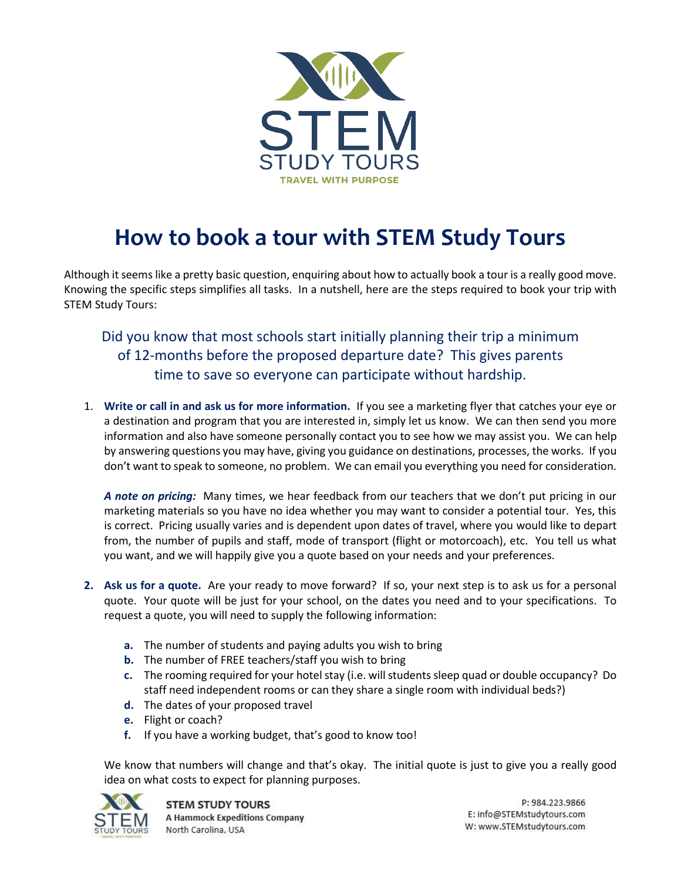# How to book a tour with STEM Study Tours

Although it seems like a pretty basic question, enquiring about how to actually book a tour is a really good move. Knowing the specific steps simplifies all tasks. In a nutshell, here are the steps required to book your trip with STEM Study Tours:

> Did you know that most schools start initially planning their trip a minimum of 12-months before the proposed departure date? This gives parents time to save so everyone can participate without hardship.

1. **Write or call in and ask us for more information.** If you see a marketing flyer that catches your eye or a destination and program that you are interested in, simply let us know. We can then send you more information and also have someone personally contact you to see how we may assist you. We can help by answering questions you may have, giving you guidance on destinations, processes, the works. If you don't want to speak to someone, no problem. We can email you everything you need for consideration.

   ***A note on pricing:*** Many times, we hear feedback from our teachers that we don't put pricing in our marketing materials so you have no idea whether you may want to consider a potential tour. Yes, this is correct. Pricing usually varies and is dependent upon dates of travel, where you would like to depart from, the number of pupils and staff, mode of transport (flight or motorcoach), etc. You tell us what you want, and we will happily give you a quote based on your needs and your preferences.

2. **Ask us for a quote.** Are your ready to move forward? If so, your next step is to ask us for a personal quote. Your quote will be just for your school, on the dates you need and to your specifications. To request a quote, you will need to supply the following information:

   a. The number of students and paying adults you wish to bring
   b. The number of FREE teachers/staff you wish to bring
   c. The rooming required for your hotel stay (i.e. will students sleep quad or double occupancy? Do staff need independent rooms or can they share a single room with individual beds?)
   d. The dates of your proposed travel
   e. Flight or coach?
   f. If you have a working budget, that's good to know too!

   We know that numbers will change and that's okay. The initial quote is just to give you a really good idea on what costs to expect for planning purposes.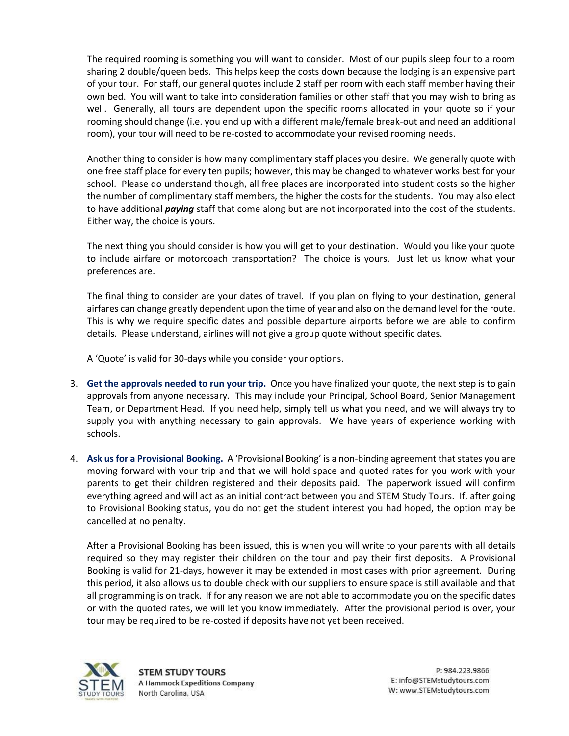The required rooming is something you will want to consider. Most of our pupils sleep four to a room sharing 2 double/queen beds. This helps keep the costs down because the lodging is an expensive part of your tour. For staff, our general quotes include 2 staff per room with each staff member having their own bed. You will want to take into consideration families or other staff that you may wish to bring as well. Generally, all tours are dependent upon the specific rooms allocated in your quote so if your rooming should change (i.e. you end up with a different male/female break-out and need an additional room), your tour will need to be re-costed to accommodate your revised rooming needs.

Another thing to consider is how many complimentary staff places you desire. We generally quote with one free staff place for every ten pupils; however, this may be changed to whatever works best for your school. Please do understand though, all free places are incorporated into student costs so the higher the number of complimentary staff members, the higher the costs for the students. You may also elect to have additional ***paying*** staff that come along but are not incorporated into the cost of the students. Either way, the choice is yours.

The next thing you should consider is how you will get to your destination. Would you like your quote to include airfare or motorcoach transportation? The choice is yours. Just let us know what your preferences are.

The final thing to consider are your dates of travel. If you plan on flying to your destination, general airfares can change greatly dependent upon the time of year and also on the demand level for the route. This is why we require specific dates and possible departure airports before we are able to confirm details. Please understand, airlines will not give a group quote without specific dates.

A 'Quote' is valid for 30-days while you consider your options.

3. **Get the approvals needed to run your trip.** Once you have finalized your quote, the next step is to gain approvals from anyone necessary. This may include your Principal, School Board, Senior Management Team, or Department Head. If you need help, simply tell us what you need, and we will always try to supply you with anything necessary to gain approvals. We have years of experience working with schools.

4. **Ask us for a Provisional Booking.** A 'Provisional Booking' is a non-binding agreement that states you are moving forward with your trip and that we will hold space and quoted rates for you work with your parents to get their children registered and their deposits paid. The paperwork issued will confirm everything agreed and will act as an initial contract between you and STEM Study Tours. If, after going to Provisional Booking status, you do not get the student interest you had hoped, the option may be cancelled at no penalty.

   After a Provisional Booking has been issued, this is when you will write to your parents with all details required so they may register their children on the tour and pay their first deposits. A Provisional Booking is valid for 21-days, however it may be extended in most cases with prior agreement. During this period, it also allows us to double check with our suppliers to ensure space is still available and that all programming is on track. If for any reason we are not able to accommodate you on the specific dates or with the quoted rates, we will let you know immediately. After the provisional period is over, your tour may be required to be re-costed if deposits have not yet been received.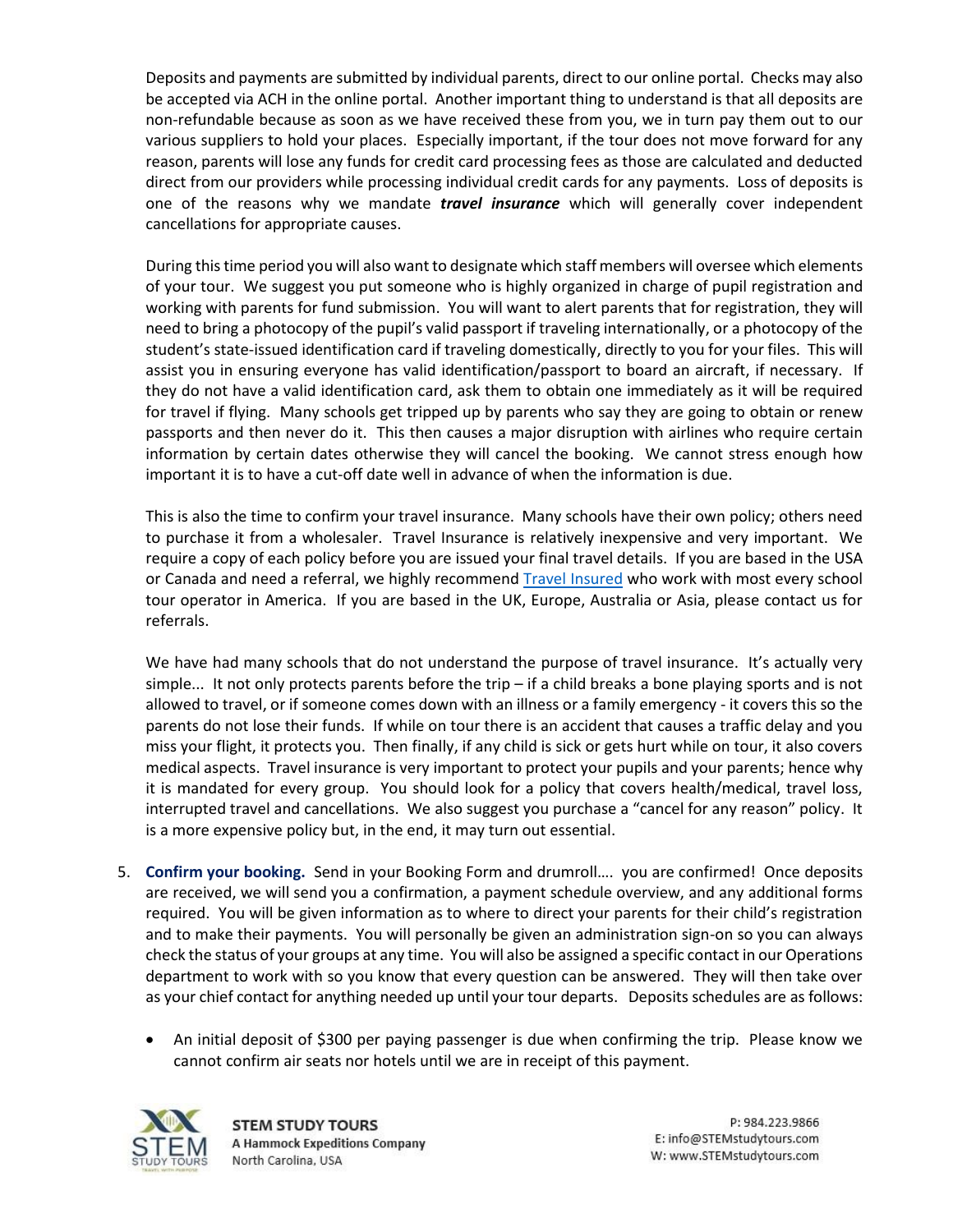Deposits and payments are submitted by individual parents, direct to our online portal. Checks may also be accepted via ACH in the online portal. Another important thing to understand is that all deposits are non-refundable because as soon as we have received these from you, we in turn pay them out to our various suppliers to hold your places. Especially important, if the tour does not move forward for any reason, parents will lose any funds for credit card processing fees as those are calculated and deducted direct from our providers while processing individual credit cards for any payments. Loss of deposits is one of the reasons why we mandate ***travel insurance*** which will generally cover independent cancellations for appropriate causes.

During this time period you will also want to designate which staff members will oversee which elements of your tour. We suggest you put someone who is highly organized in charge of pupil registration and working with parents for fund submission. You will want to alert parents that for registration, they will need to bring a photocopy of the pupil's valid passport if traveling internationally, or a photocopy of the student's state-issued identification card if traveling domestically, directly to you for your files. This will assist you in ensuring everyone has valid identification/passport to board an aircraft, if necessary. If they do not have a valid identification card, ask them to obtain one immediately as it will be required for travel if flying. Many schools get tripped up by parents who say they are going to obtain or renew passports and then never do it. This then causes a major disruption with airlines who require certain information by certain dates otherwise they will cancel the booking. We cannot stress enough how important it is to have a cut-off date well in advance of when the information is due.

This is also the time to confirm your travel insurance. Many schools have their own policy; others need to purchase it from a wholesaler. Travel Insurance is relatively inexpensive and very important. We require a copy of each policy before you are issued your final travel details. If you are based in the USA or Canada and need a referral, we highly recommend Travel Insured who work with most every school tour operator in America. If you are based in the UK, Europe, Australia or Asia, please contact us for referrals.

We have had many schools that do not understand the purpose of travel insurance. It's actually very simple... It not only protects parents before the trip – if a child breaks a bone playing sports and is not allowed to travel, or if someone comes down with an illness or a family emergency - it covers this so the parents do not lose their funds. If while on tour there is an accident that causes a traffic delay and you miss your flight, it protects you. Then finally, if any child is sick or gets hurt while on tour, it also covers medical aspects. Travel insurance is very important to protect your pupils and your parents; hence why it is mandated for every group. You should look for a policy that covers health/medical, travel loss, interrupted travel and cancellations. We also suggest you purchase a "cancel for any reason" policy. It is a more expensive policy but, in the end, it may turn out essential.

5. **Confirm your booking.** Send in your Booking Form and drumroll…. you are confirmed! Once deposits are received, we will send you a confirmation, a payment schedule overview, and any additional forms required. You will be given information as to where to direct your parents for their child's registration and to make their payments. You will personally be given an administration sign-on so you can always check the status of your groups at any time. You will also be assigned a specific contact in our Operations department to work with so you know that every question can be answered. They will then take over as your chief contact for anything needed up until your tour departs. Deposits schedules are as follows:

    - An initial deposit of $300 per paying passenger is due when confirming the trip. Please know we cannot confirm air seats nor hotels until we are in receipt of this payment.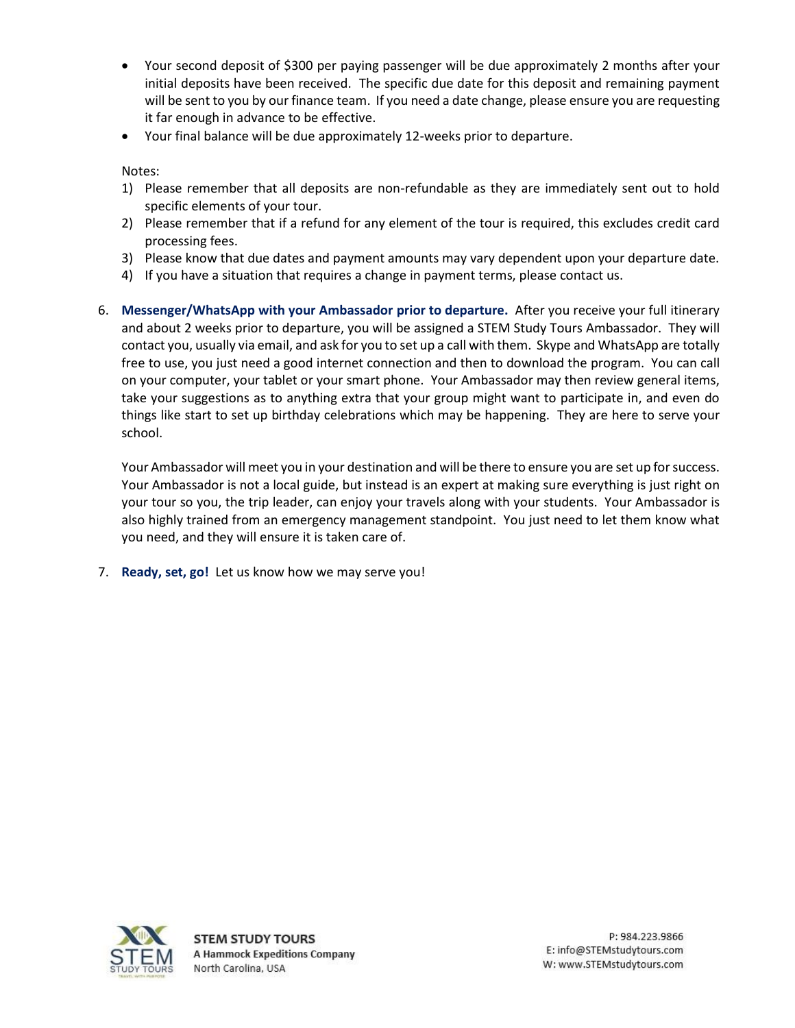- Your second deposit of $300 per paying passenger will be due approximately 2 months after your initial deposits have been received. The specific due date for this deposit and remaining payment will be sent to you by our finance team. If you need a date change, please ensure you are requesting it far enough in advance to be effective.
- Your final balance will be due approximately 12-weeks prior to departure.

Notes:

1) Please remember that all deposits are non-refundable as they are immediately sent out to hold specific elements of your tour.
2) Please remember that if a refund for any element of the tour is required, this excludes credit card processing fees.
3) Please know that due dates and payment amounts may vary dependent upon your departure date.
4) If you have a situation that requires a change in payment terms, please contact us.

6. **Messenger/WhatsApp with your Ambassador prior to departure.** After you receive your full itinerary and about 2 weeks prior to departure, you will be assigned a STEM Study Tours Ambassador. They will contact you, usually via email, and ask for you to set up a call with them. Skype and WhatsApp are totally free to use, you just need a good internet connection and then to download the program. You can call on your computer, your tablet or your smart phone. Your Ambassador may then review general items, take your suggestions as to anything extra that your group might want to participate in, and even do things like start to set up birthday celebrations which may be happening. They are here to serve your school.

   Your Ambassador will meet you in your destination and will be there to ensure you are set up for success. Your Ambassador is not a local guide, but instead is an expert at making sure everything is just right on your tour so you, the trip leader, can enjoy your travels along with your students. Your Ambassador is also highly trained from an emergency management standpoint. You just need to let them know what you need, and they will ensure it is taken care of.

7. **Ready, set, go!** Let us know how we may serve you!